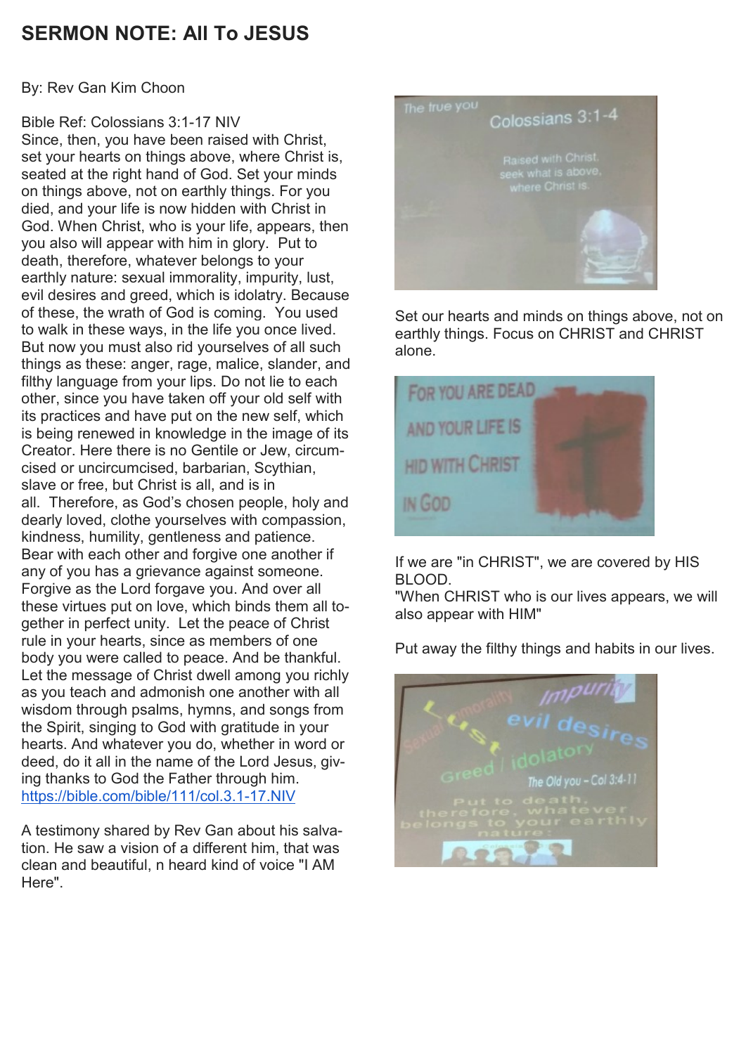# SERMON NOTE: All To JESUS

By: Rev Gan Kim Choon

Bible Ref: Colossians 3:1-17 NIV

Since, then, you have been raised with Christ, set your hearts on things above, where Christ is, seated at the right hand of God. Set your minds on things above, not on earthly things. For you died, and your life is now hidden with Christ in God. When Christ, who is your life, appears, then you also will appear with him in glory. Put to death, therefore, whatever belongs to your earthly nature: sexual immorality, impurity, lust, evil desires and greed, which is idolatry. Because of these, the wrath of God is coming. You used to walk in these ways, in the life you once lived. But now you must also rid yourselves of all such things as these: anger, rage, malice, slander, and filthy language from your lips. Do not lie to each other, since you have taken off your old self with its practices and have put on the new self, which is being renewed in knowledge in the image of its Creator. Here there is no Gentile or Jew, circumcised or uncircumcised, barbarian, Scythian, slave or free, but Christ is all, and is in all. Therefore, as God's chosen people, holy and dearly loved, clothe yourselves with compassion, kindness, humility, gentleness and patience. Bear with each other and forgive one another if any of you has a grievance against someone. Forgive as the Lord forgave you. And over all these virtues put on love, which binds them all together in perfect unity. Let the peace of Christ rule in your hearts, since as members of one body you were called to peace. And be thankful. Let the message of Christ dwell among you richly as you teach and admonish one another with all wisdom through psalms, hymns, and songs from the Spirit, singing to God with gratitude in your hearts. And whatever you do, whether in word or deed, do it all in the name of the Lord Jesus, giving thanks to God the Father through him.
https://bible.com/bible/111/col.3.1-17.NIV

A testimony shared by Rev Gan about his salvation. He saw a vision of a different him, that was clean and beautiful, n heard kind of voice "I AM Here".

The true you

Colossians 3:1-4

Raised with Christ, seek what is above, where Christ is.

Set our hearts and minds on things above, not on earthly things. Focus on CHRIST and CHRIST alone.

FOR YOU ARE DEAD AND YOUR LIFE IS HID WITH CHRIST IN GOD

If we are "in CHRIST", we are covered by HIS BLOOD.
"When CHRIST who is our lives appears, we will also appear with HIM"

Put away the filthy things and habits in our lives.

Sexual immorality

Lust

Impurity

evil desires

Greed / idolatory

The Old you – Col 3:4-11

Put to death, therefore, whatever belongs to your earthly nature: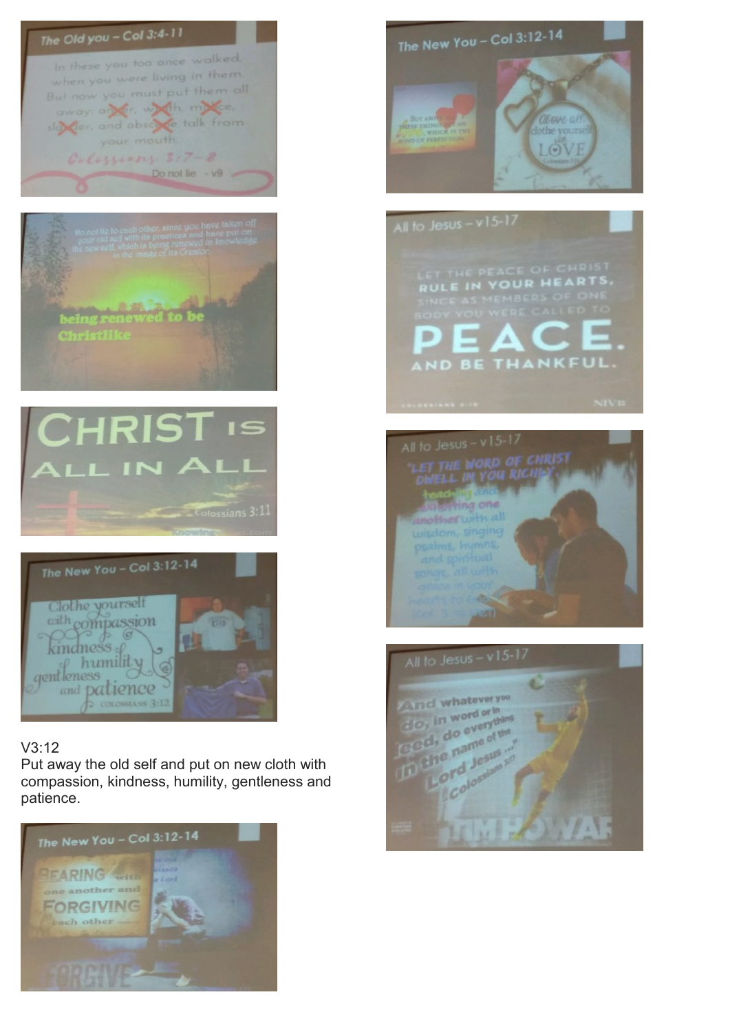**The Old you – Col 3:4-11**

In these you too once walked, when you were living in them. But now you must put them all away: anger, wrath, malice, slander, and obscene talk from your mouth.

Colossians 3:7–8

Do not lie - v9

Do not lie to each other, since you have taken off your old self with its practices and have put on the new self, which is being renewed in knowledge in the image of its Creator.

being renewed to be Christlike

CHRIST IS ALL IN ALL

Colossians 3:11

**The New You – Col 3:12-14**

Clothe yourself with compassion, kindness, humility, gentleness and patience

COLOSSIANS 3:12

V3:12
Put away the old self and put on new cloth with compassion, kindness, humility, gentleness and patience.

**The New You – Col 3:12-14**

BEARING with one another and FORGIVING each other

FORGIVE

**The New You – Col 3:12-14**

But above all these things put on love, which is the bond of perfection.

Above all clothe yourself with LOVE

Colossians 3:14

**All to Jesus – v15-17**

LET THE PEACE OF CHRIST RULE IN YOUR HEARTS, SINCE AS MEMBERS OF ONE BODY YOU WERE CALLED TO PEACE. AND BE THANKFUL.

COLOSSIANS 3:15 NIV

**All to Jesus – v15-17**

"LET THE WORD OF CHRIST DWELL IN YOU RICHLY, teaching and admonishing one another with all wisdom, singing psalms, hymns, and spiritual songs, all with grace in your hearts to God"

(Col. 3:16 NET)

**All to Jesus – v15-17**

"And whatever you do, in word or in deed, do everything in the name of the Lord Jesus ..."

Colossians 3:17

TIM HOWARD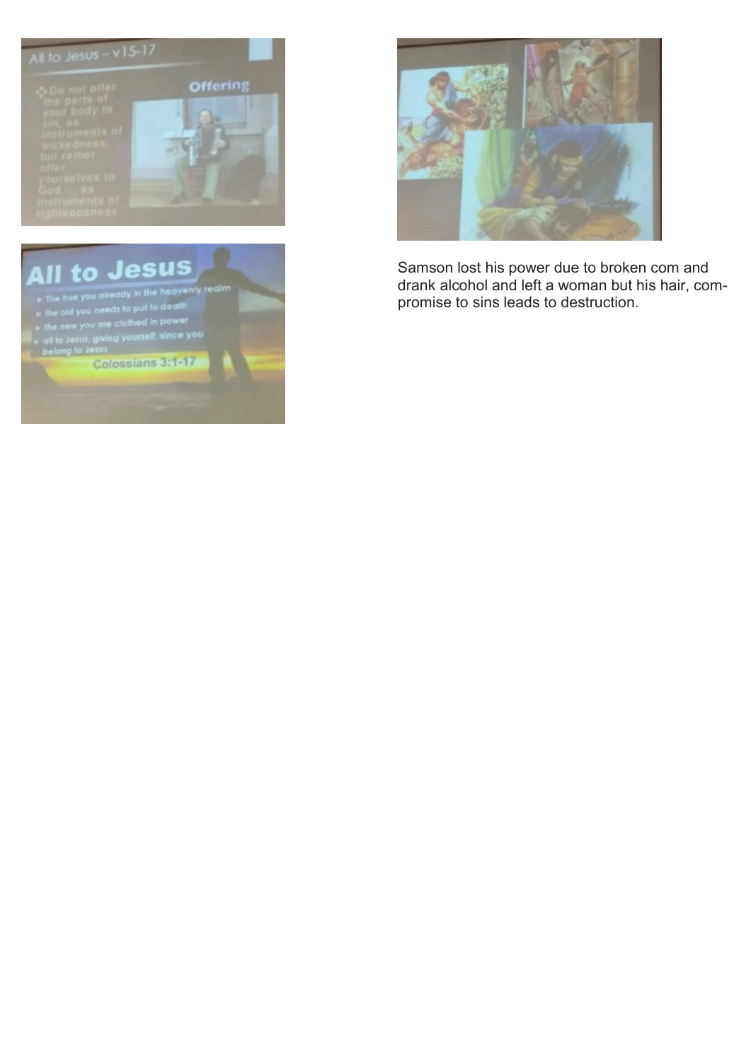Samson lost his power due to broken com and drank alcohol and left a woman but his hair, compromise to sins leads to destruction.